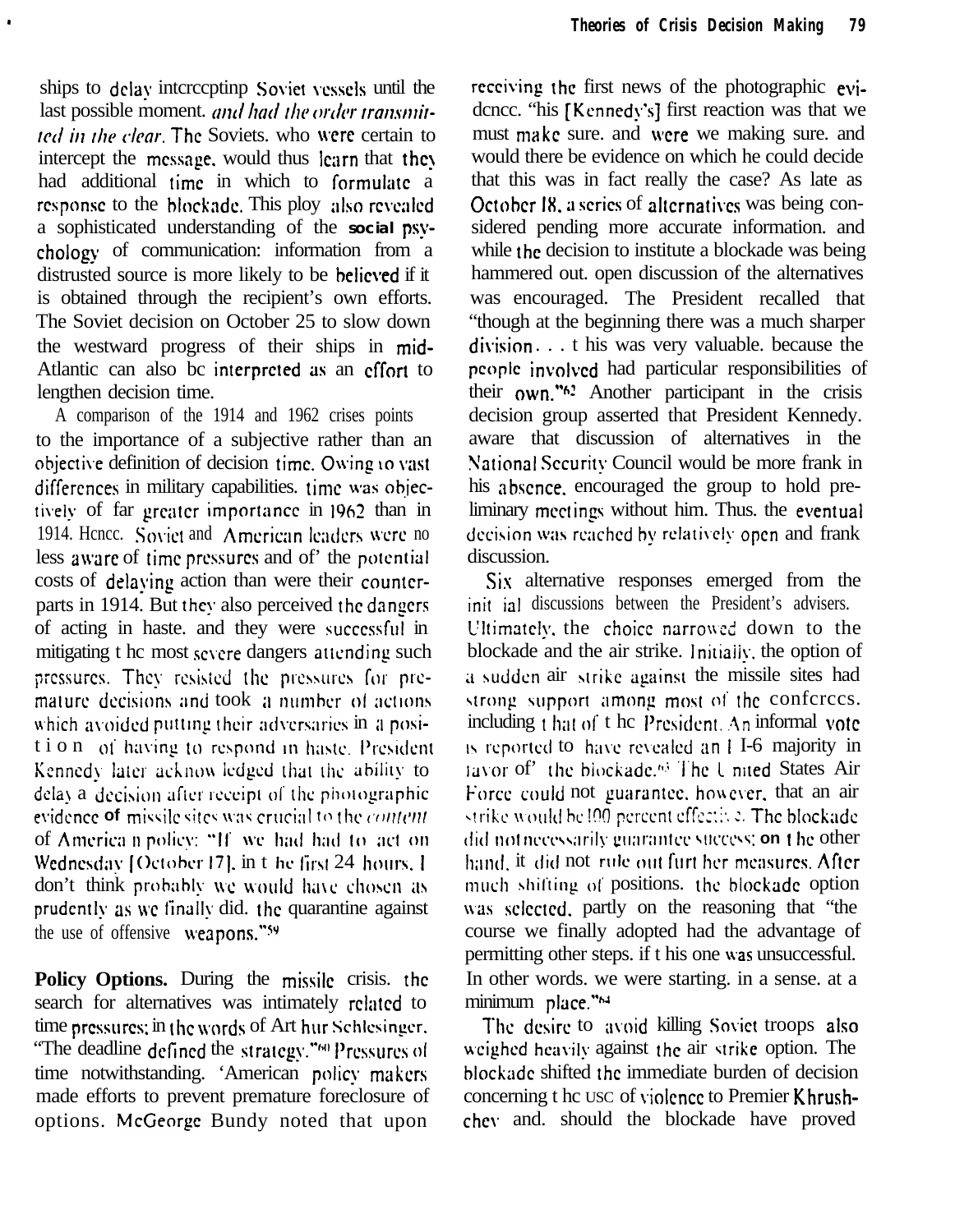ships to delay intercepting Soviet vessels until the last possible moment, *and had the order transmitted in the clear*. The Soviets, who were certain to intercept the message, would thus learn that they had additional time in which to formulate a response to the blockade. This ploy also revealed a sophisticated understanding of the social psychology of communication: information from a distrusted source is more likely to be believed if it is obtained through the recipient's own efforts. The Soviet decision on October 25 to slow down the westward progress of their ships in mid-Atlantic can also be interpreted as an effort to lengthen decision time.

A comparison of the 1914 and 1962 crises points to the importance of a subjective rather than an objective definition of decision time. Owing to vast differences in military capabilities, time was objectively of far greater importance in 1962 than in 1914. Hence, Soviet and American leaders were no less aware of time pressures and of the potential costs of delaying action than were their counterparts in 1914. But they also perceived the dangers of acting in haste, and they were successful in mitigating the most severe dangers attending such pressures. They resisted the pressures for premature decisions and took a number of actions which avoided putting their adversaries in a position of having to respond in haste. President Kennedy later acknowledged that the ability to delay a decision after receipt of the photographic evidence of missile sites was crucial to the *content* of American policy: "If we had had to act on Wednesday [October 17], in the first 24 hours, I don't think probably we would have chosen as prudently as we finally did, the quarantine against the use of offensive weapons."[59]

**Policy Options.** During the missile crisis, the search for alternatives was intimately related to time pressures; in the words of Arthur Schlesinger, "The deadline defined the strategy."[60] Pressures of time notwithstanding, American policy makers made efforts to prevent premature foreclosure of options. McGeorge Bundy noted that upon receiving the first news of the photographic evidence, "his [Kennedy's] first reaction was that we must make sure, and were we making sure, and would there be evidence on which he could decide that this was in fact really the case? As late as October 18, a series of alternatives was being considered pending more accurate information, and while the decision to institute a blockade was being hammered out, open discussion of the alternatives was encouraged. The President recalled that "though at the beginning there was a much sharper division . . . this was very valuable, because the people involved had particular responsibilities of their own."[62] Another participant in the crisis decision group asserted that President Kennedy, aware that discussion of alternatives in the National Security Council would be more frank in his absence, encouraged the group to hold preliminary meetings without him. Thus, the eventual decision was reached by relatively open and frank discussion.

Six alternative responses emerged from the initial discussions between the President's advisers. Ultimately, the choice narrowed down to the blockade and the air strike. Initially, the option of a sudden air strike against the missile sites had strong support among most of the conferees, including that of the President. An informal vote is reported to have revealed an 11-6 majority in favor of the blockade.[63] The United States Air Force could not guarantee, however, that an air strike would be 100 percent effective. The blockade did not necessarily guarantee success; on the other hand, it did not rule out further measures. After much shifting of positions, the blockade option was selected, partly on the reasoning that "the course we finally adopted had the advantage of permitting other steps, if this one was unsuccessful. In other words, we were starting, in a sense, at a minimum place."[64]

The desire to avoid killing Soviet troops also weighed heavily against the air strike option. The blockade shifted the immediate burden of decision concerning the use of violence to Premier Khrushchev and, should the blockade have proved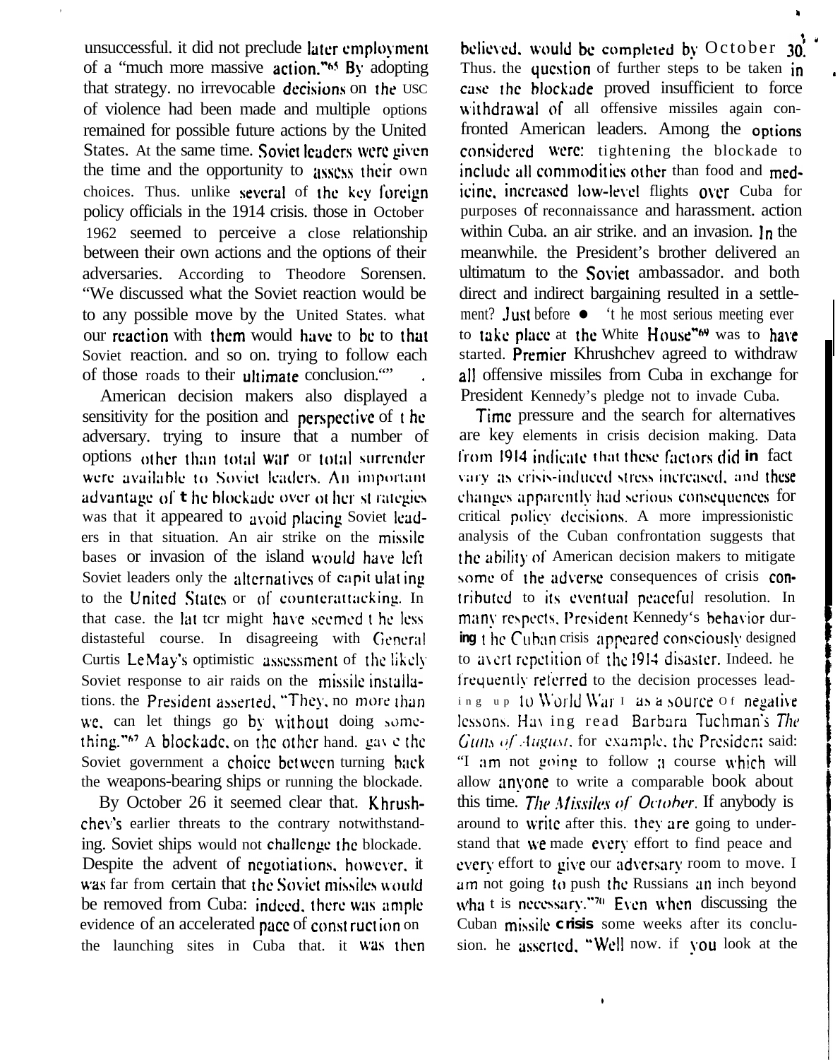unsuccessful. it did not preclude later employment of a "much more massive action."[65] By adopting that strategy. no irrevocable decisions on the use of violence had been made and multiple options remained for possible future actions by the United States. At the same time. Soviet leaders were given the time and the opportunity to assess their own choices. Thus. unlike several of the key foreign policy officials in the 1914 crisis. those in October 1962 seemed to perceive a close relationship between their own actions and the options of their adversaries. According to Theodore Sorensen. "We discussed what the Soviet reaction would be to any possible move by the United States. what our reaction with them would have to be to that Soviet reaction. and so on. trying to follow each of those roads to their ultimate conclusion."[66]

American decision makers also displayed a sensitivity for the position and perspective of the adversary. trying to insure that a number of options other than total war or total surrender were available to Soviet leaders. An important advantage of the blockade over other strategies was that it appeared to avoid placing Soviet leaders in that situation. An air strike on the missile bases or invasion of the island would have left Soviet leaders only the alternatives of capitulating to the United States or of counterattacking. In that case. the latter might have seemed the less distasteful course. In disagreeing with General Curtis LeMay's optimistic assessment of the likely Soviet response to air raids on the missile installations. the President asserted, "They, no more than we, can let things go by without doing something."[67] A blockade, on the other hand. gave the Soviet government a choice between turning back the weapons-bearing ships or running the blockade.

By October 26 it seemed clear that. Khrushchev's earlier threats to the contrary notwithstanding. Soviet ships would not challenge the blockade. Despite the advent of negotiations, however, it was far from certain that the Soviet missiles would be removed from Cuba: indeed, there was ample evidence of an accelerated pace of construction on the launching sites in Cuba that. it was then believed, would be completed by October 30. Thus. the question of further steps to be taken in case the blockade proved insufficient to force withdrawal of all offensive missiles again confronted American leaders. Among the options considered were: tightening the blockade to include all commodities other than food and medicine, increased low-level flights over Cuba for purposes of reconnaissance and harassment. action within Cuba. an air strike. and an invasion. In the meanwhile. the President's brother delivered an ultimatum to the Soviet ambassador. and both direct and indirect bargaining resulted in a settlement? Just before "the most serious meeting ever to take place at the White House"[69] was to have started. Premier Khrushchev agreed to withdraw all offensive missiles from Cuba in exchange for President Kennedy's pledge not to invade Cuba.

Time pressure and the search for alternatives are key elements in crisis decision making. Data from 1914 indicate that these factors did in fact vary as crisis-induced stress increased, and these changes apparently had serious consequences for critical policy decisions. A more impressionistic analysis of the Cuban confrontation suggests that the ability of American decision makers to mitigate some of the adverse consequences of crisis contributed to its eventual peaceful resolution. In many respects, President Kennedy's behavior during the Cuban crisis appeared consciously designed to avert repetition of the 1914 disaster. Indeed. he frequently referred to the decision processes leading up to World War I as a source of negative lessons. Having read Barbara Tuchman's *The Guns of August*, for example, the President said: "I am not going to follow a course which will allow anyone to write a comparable book about this time. *The Missiles of October*. If anybody is around to write after this. they are going to understand that we made every effort to find peace and every effort to give our adversary room to move. I am not going to push the Russians an inch beyond what is necessary."[70] Even when discussing the Cuban missile crisis some weeks after its conclusion. he asserted, "Well now. if you look at the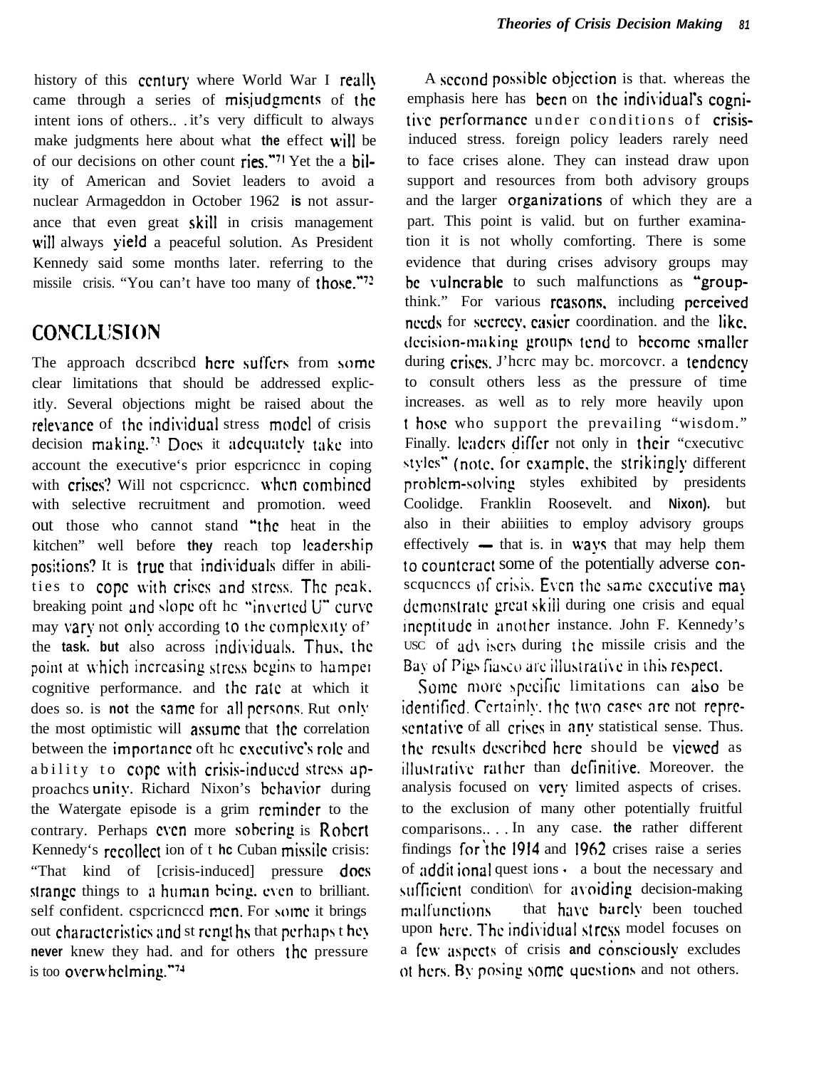history of this century where World War I really came through a series of misjudgments of the intentions of others.. . it's very difficult to always make judgments here about what the effect will be of our decisions on other countries."[71] Yet the ability of American and Soviet leaders to avoid a nuclear Armageddon in October 1962 is not assurance that even great skill in crisis management will always yield a peaceful solution. As President Kennedy said some months later. referring to the missile crisis. "You can't have too many of those."[72]

## CONCLUSION

The approach described here suffers from some clear limitations that should be addressed explicitly. Several objections might be raised about the relevance of the individual stress model of crisis decision making.[73] Does it adequately take into account the executive's prior experience in coping with crises? Will not experience. when combined with selective recruitment and promotion. weed out those who cannot stand "the heat in the kitchen" well before they reach top leadership positions? It is true that individuals differ in abilities to cope with crises and stress. The peak. breaking point and slope of the "inverted U" curve may vary not only according to the complexity of the task. but also across individuals. Thus. the point at which increasing stress begins to hamper cognitive performance. and the rate at which it does so. is not the same for all persons. But only the most optimistic will assume that the correlation between the importance of the executive's role and ability to cope with crisis-induced stress approaches unity. Richard Nixon's behavior during the Watergate episode is a grim reminder to the contrary. Perhaps even more sobering is Robert Kennedy's recollection of the Cuban missile crisis: "That kind of [crisis-induced] pressure does strange things to a human being. even to brilliant. self confident. experienced men. For some it brings out characteristics and strengths that perhaps they never knew they had. and for others the pressure is too overwhelming."[74]

A second possible objection is that. whereas the emphasis here has been on the individual's cognitive performance under conditions of crisis-induced stress. foreign policy leaders rarely need to face crises alone. They can instead draw upon support and resources from both advisory groups and the larger organizations of which they are a part. This point is valid. but on further examination it is not wholly comforting. There is some evidence that during crises advisory groups may be vulnerable to such malfunctions as "groupthink." For various reasons, including perceived needs for secrecy, easier coordination. and the like, decision-making groups tend to become smaller during crises. There may be. moreover. a tendency to consult others less as the pressure of time increases. as well as to rely more heavily upon those who support the prevailing "wisdom." Finally. leaders differ not only in their "executive styles" (note. for example, the strikingly different problem-solving styles exhibited by presidents Coolidge. Franklin Roosevelt. and Nixon). but also in their abilities to employ advisory groups effectively — that is. in ways that may help them to counteract some of the potentially adverse consequences of crisis. Even the same executive may demonstrate great skill during one crisis and equal ineptitude in another instance. John F. Kennedy's use of advisers during the missile crisis and the Bay of Pigs fiasco are illustrative in this respect.

Some more specific limitations can also be identified. Certainly. the two cases are not representative of all crises in any statistical sense. Thus. the results described here should be viewed as illustrative rather than definitive. Moreover. the analysis focused on very limited aspects of crises. to the exclusion of many other potentially fruitful comparisons.. . . In any case. the rather different findings for the 1914 and 1962 crises raise a series of additional questions about the necessary and sufficient conditions for avoiding decision-making malfunctions that have barely been touched upon here. The individual stress model focuses on a few aspects of crisis and consciously excludes others. By posing some questions and not others.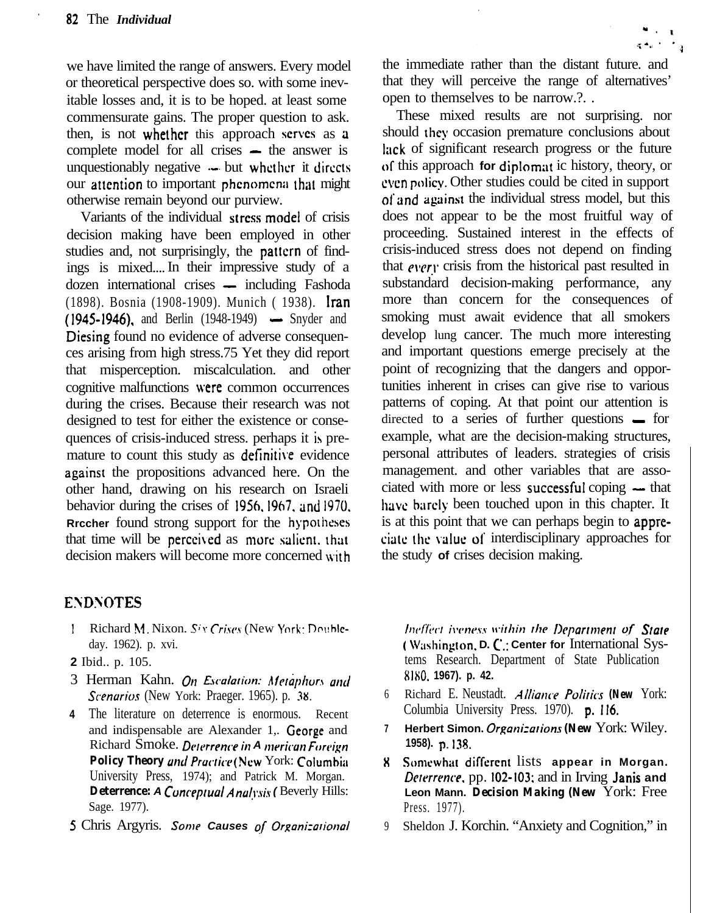we have limited the range of answers. Every model or theoretical perspective does so. with some inevitable losses and, it is to be hoped. at least some commensurate gains. The proper question to ask. then, is not whether this approach serves as a complete model for all crises — the answer is unquestionably negative — but whether it directs our attention to important phenomena that might otherwise remain beyond our purview.

Variants of the individual stress model of crisis decision making have been employed in other studies and, not surprisingly, the pattern of findings is mixed.... In their impressive study of a dozen international crises — including Fashoda (1898). Bosnia (1908-1909). Munich ( 1938). Iran (1945-1946), and Berlin (1948-1949) — Snyder and Diesing found no evidence of adverse consequences arising from high stress.75 Yet they did report that misperception. miscalculation. and other cognitive malfunctions were common occurrences during the crises. Because their research was not designed to test for either the existence or consequences of crisis-induced stress. perhaps it is premature to count this study as definitive evidence against the propositions advanced here. On the other hand, drawing on his research on Israeli behavior during the crises of 1956, 1967. and 1970. Brecher found strong support for the hypotheses that time will be perceived as more salient. that decision makers will become more concerned with the immediate rather than the distant future. and that they will perceive the range of alternatives' open to themselves to be narrow.?. .

These mixed results are not surprising. nor should they occasion premature conclusions about lack of significant research progress or the future of this approach for diplomatic history, theory, or even policy. Other studies could be cited in support of and against the individual stress model, but this does not appear to be the most fruitful way of proceeding. Sustained interest in the effects of crisis-induced stress does not depend on finding that *every* crisis from the historical past resulted in substandard decision-making performance, any more than concern for the consequences of smoking must await evidence that all smokers develop lung cancer. The much more interesting and important questions emerge precisely at the point of recognizing that the dangers and opportunities inherent in crises can give rise to various patterns of coping. At that point our attention is directed to a series of further questions — for example, what are the decision-making structures, personal attributes of leaders. strategies of crisis management. and other variables that are associated with more or less successful coping — that have barely been touched upon in this chapter. It is at this point that we can perhaps begin to appreciate the value of interdisciplinary approaches for the study of crises decision making.

## ENDNOTES

1 Richard M. Nixon. *Six Crises* (New York: Doubleday. 1962). p. xvi.

2 Ibid.. p. 105.

3 Herman Kahn. *On Escalation: Metaphors and Scenarios* (New York: Praeger. 1965). p. 38.

4 The literature on deterrence is enormous. Recent and indispensable are Alexander L. George and Richard Smoke. *Deterrence in American Foreign Policy Theory and Practice* (New York: Columbia University Press, 1974); and Patrick M. Morgan. *Deterrence: A Conceptual Analysis* ( Beverly Hills: Sage. 1977).

5 Chris Argyris. *Some Causes of Organizational Ineffectiveness within the Department of State* ( Washington, D. C.: Center for International Systems Research. Department of State Publication 8180. 1967). p. 42.

6 Richard E. Neustadt. *Alliance Politics* (New York: Columbia University Press. 1970). p. 116.

7 Herbert Simon. *Organizations* (New York: Wiley. 1958). p. 138.

8 Somewhat different lists appear in Morgan. *Deterrence*, pp. 102-103; and in Irving Janis and Leon Mann. *Decision Making* (New York: Free Press. 1977).

9 Sheldon J. Korchin. "Anxiety and Cognition," in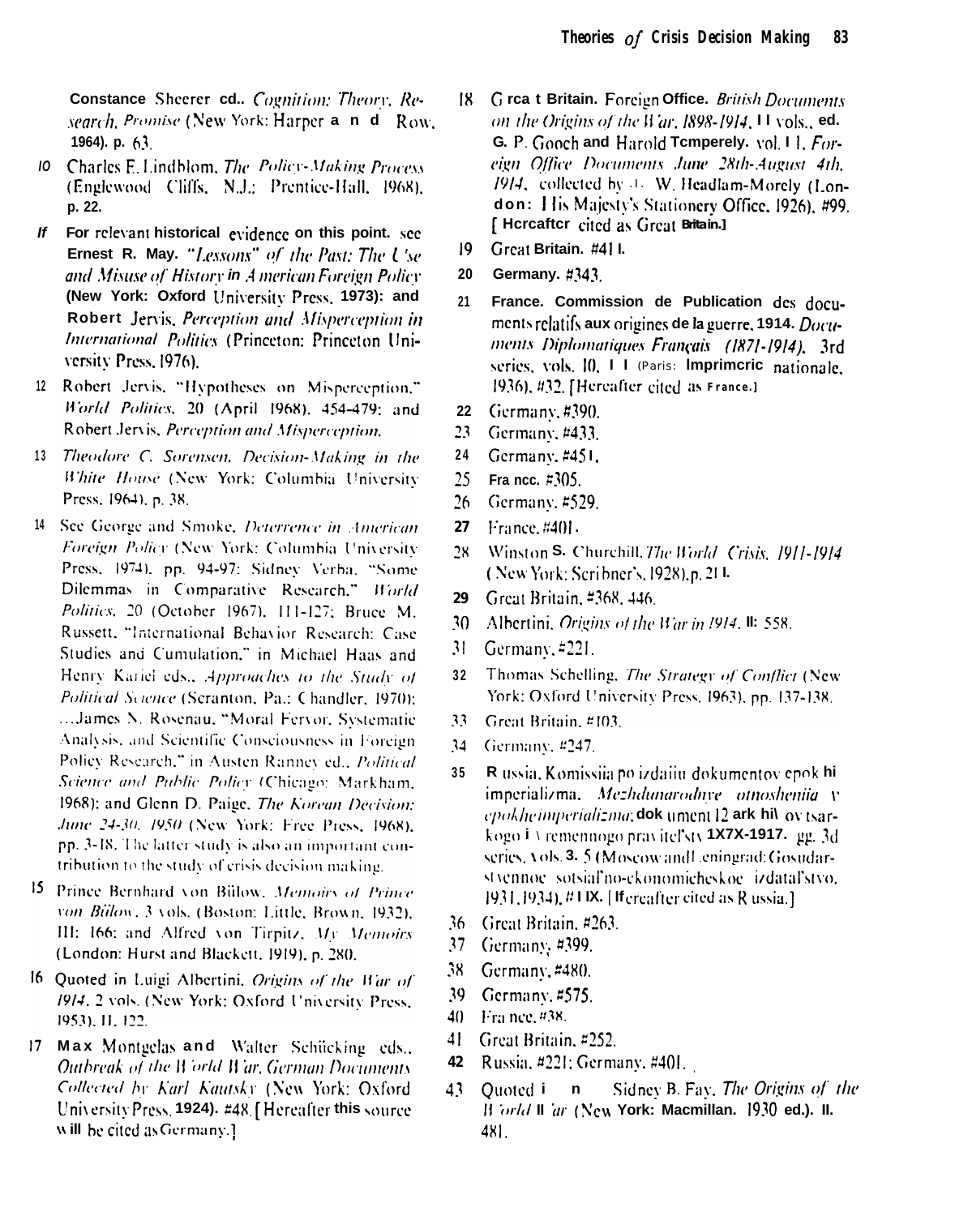Constance Sheerer ed., *Cognition: Theory, Research, Promise* (New York: Harper and Row, 1964), p. 63.

10 Charles E. Lindblom, *The Policy-Making Process* (Englewood Cliffs, N.J.: Prentice-Hall, 1968), p. 22.

11 For relevant historical evidence on this point, see Ernest R. May, *"Lessons" of the Past: The Use and Misuse of History in American Foreign Policy* (New York: Oxford University Press, 1973): and Robert Jervis, *Perception and Misperception in International Politics* (Princeton: Princeton University Press, 1976).

12 Robert Jervis, "Hypotheses on Misperception," *World Politics*, 20 (April 1968), 454-479: and Robert Jervis, *Perception and Misperception*.

13 *Theodore C. Sorensen, Decision-Making in the White House* (New York: Columbia University Press, 1964), p. 38.

14 See George and Smoke, *Deterrence in American Foreign Policy* (New York: Columbia University Press, 1974), pp. 94-97: Sidney Verba, "Some Dilemmas in Comparative Research," *World Politics*, 20 (October 1967), 111-127; Bruce M. Russett, "International Behavior Research: Case Studies and Cumulation," in Michael Haas and Henry Kariel eds., *Approaches to the Study of Political Science* (Scranton, Pa.: Chandler, 1970): ...James N. Rosenau, "Moral Fervor, Systematic Analysis, and Scientific Consciousness in Foreign Policy Research," in Austen Ranney ed., *Political Science and Public Policy* (Chicago: Markham, 1968): and Glenn D. Paige, *The Korean Decision: June 24-30, 1950* (New York: Free Press, 1968), pp. 3-18. The latter study is also an important contribution to the study of crisis decision making.

15 Prince Bernhard von Bülow, *Memoirs of Prince von Bülow*, 3 vols. (Boston: Little, Brown, 1932), III: 166; and Alfred von Tirpitz, *My Memoirs* (London: Hurst and Blackett, 1919), p. 280.

16 Quoted in Luigi Albertini, *Origins of the War of 1914*, 2 vols. (New York: Oxford University Press, 1953), II, 122.

17 Max Montgelas and Walter Schücking eds., *Outbreak of the World War, German Documents Collected by Karl Kautsky* (New York: Oxford University Press, 1924), #48. [Hereafter this source will be cited as Germany.]

18 Great Britain. Foreign Office. *British Documents on the Origins of the War, 1898-1914*, 11 vols., ed. G. P. Gooch and Harold Temperely, vol. 11, *Foreign Office Documents June 28th-August 4th, 1914*, collected by J. W. Headlam-Morely (London: His Majesty's Stationery Office, 1926), #99. [Hereafter cited as Great Britain.]

19 Great Britain, #41 l.

20 Germany, #343.

21 France. Commission de Publication des documents relatifs aux origines de la guerre, 1914. *Documents Diplomatiques Français (1871-1914)*, 3rd series, vols. 10, 11 (Paris: Imprimerie nationale, 1936), #32. [Hereafter cited as France.]

22 Germany, #390.

23 Germany, #433.

24 Germany, #451.

25 France, #305.

26 Germany, #529.

27 France, #401.

28 Winston S. Churchill, *The World Crisis, 1911-1914* (New York: Scribner's, 1928), p. 21 l.

29 Great Britain, #368, 446.

30 Albertini, *Origins of the War in 1914*, II: 558.

31 Germany, #221.

32 Thomas Schelling, *The Strategy of Conflict* (New York: Oxford University Press, 1963), pp. 137-138.

33 Great Britain, #103.

34 Germany, #247.

35 Russia, Komissiia po izdaiiu dokumentov epok hi imperializma. *Mezhdunarodnye otnosheniia v epokhe imperializma*; dokument 12 ark hiv ov tsarkogo i vremennogo pravitel'stv 1878-1917. gg. 3d series, vols. 3, 5 (Moscow and Leningrad: Gosudarstvennoe sotsial'no-ekonomicheskoe izdatal'stvo, 1931, 1934), #11X. [Hereafter cited as Russia.]

36 Great Britain, #263.

37 Germany, #399.

38 Germany, #480.

39 Germany, #575.

40 France, #38.

41 Great Britain, #252.

42 Russia, #221; Germany, #401.

43 Quoted in Sidney B. Fay, *The Origins of the World War* (New York: Macmillan, 1930 ed.), II, 481.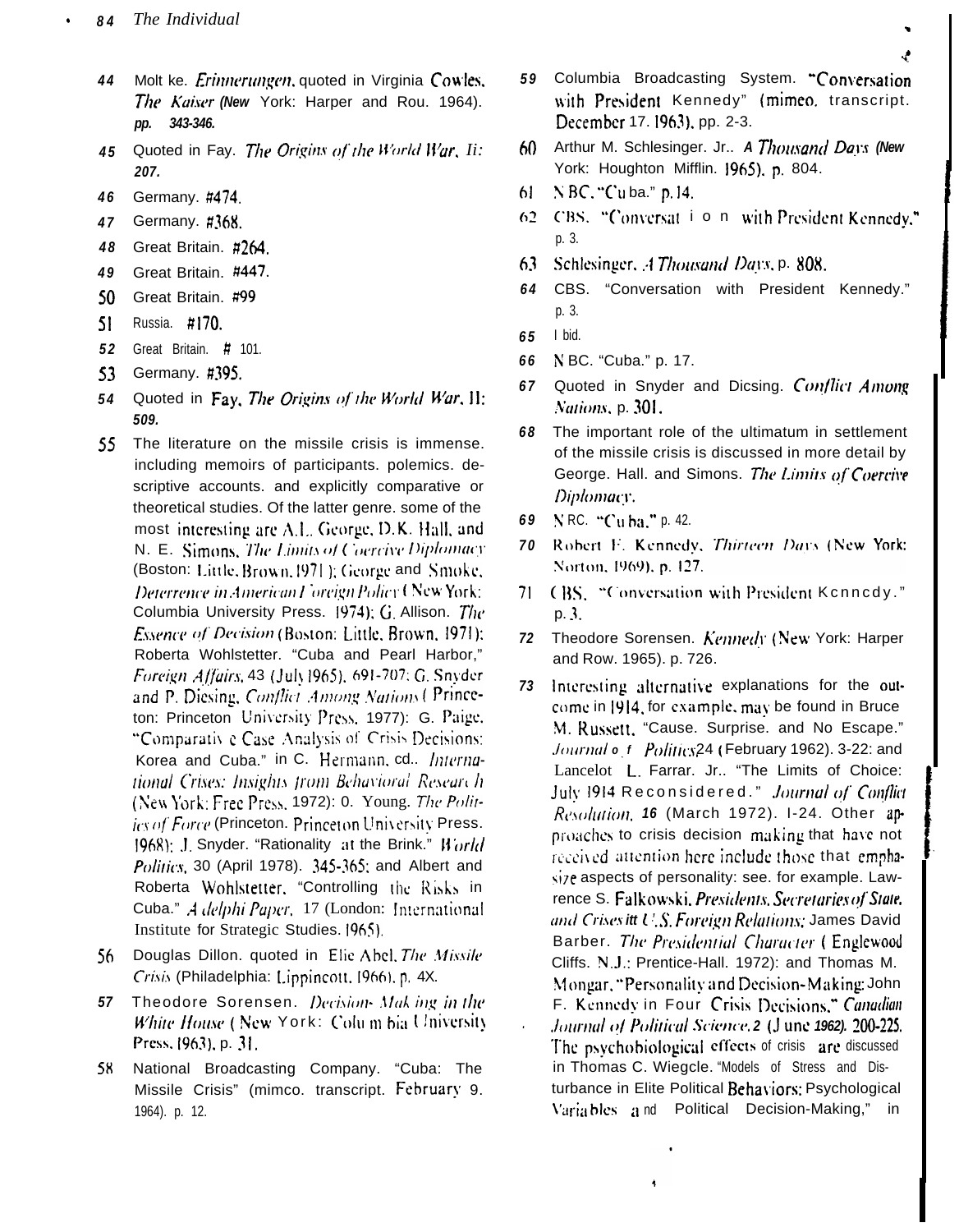44 Moltke. *Erinnerungen*, quoted in Virginia Cowles, *The Kaiser* (New York: Harper and Row, 1964), pp. 343-346.

45 Quoted in Fay, *The Origins of the World War*, II: 207.

46 Germany. #474.

47 Germany. #368.

48 Great Britain. #264.

49 Great Britain. #447.

50 Great Britain. #99

51 Russia. #170.

52 Great Britain. # 101.

53 Germany. #395.

54 Quoted in Fay, *The Origins of the World War*, II: 509.

55 The literature on the missile crisis is immense, including memoirs of participants, polemics, descriptive accounts, and explicitly comparative or theoretical studies. Of the latter genre, some of the most interesting are A.L. George, D.K. Hall, and N. E. Simons, *The Limits of Coercive Diplomacy* (Boston: Little, Brown, 1971); George and Smoke, *Deterrence in American Foreign Policy* (New York: Columbia University Press, 1974); G. Allison, *The Essence of Decision* (Boston: Little, Brown, 1971); Roberta Wohlstetter, "Cuba and Pearl Harbor," *Foreign Affairs*, 43 (July 1965), 691-707; G. Snyder and P. Diesing, *Conflict Among Nations* (Princeton: Princeton University Press, 1977); G. Paige, "Comparative Case Analysis of Crisis Decisions: Korea and Cuba," in C. Hermann, ed., *International Crises: Insights from Behavioral Research* (New York: Free Press, 1972); O. Young, *The Politics of Force* (Princeton, Princeton University Press, 1968); J. Snyder, "Rationality at the Brink," *World Politics*, 30 (April 1978), 345-365; and Albert and Roberta Wohlstetter, "Controlling the Risks in Cuba," *Adelphi Paper*, 17 (London: International Institute for Strategic Studies, 1965).

56 Douglas Dillon, quoted in Elie Abel, *The Missile Crisis* (Philadelphia: Lippincott, 1966), p. 4X.

57 Theodore Sorensen, *Decision-Making in the White House* (New York: Columbia University Press, 1963), p. 31.

58 National Broadcasting Company, "Cuba: The Missile Crisis" (mimeo, transcript, February 9, 1964), p. 12.

59 Columbia Broadcasting System, "Conversation with President Kennedy" (mimeo, transcript, December 17, 1963), pp. 2-3.

60 Arthur M. Schlesinger, Jr., *A Thousand Days* (New York: Houghton Mifflin, 1965), p. 804.

61 NBC, "Cuba," p. 14.

62 CBS, "Conversation with President Kennedy," p. 3.

63 Schlesinger, *A Thousand Days*, p. 808.

64 CBS, "Conversation with President Kennedy," p. 3.

65 Ibid.

66 NBC, "Cuba," p. 17.

67 Quoted in Snyder and Diesing, *Conflict Among Nations*, p. 301.

68 The important role of the ultimatum in settlement of the missile crisis is discussed in more detail by George, Hall, and Simons, *The Limits of Coercive Diplomacy*.

69 NBC, "Cuba," p. 42.

70 Robert F. Kennedy, *Thirteen Days* (New York: Norton, 1969), p. 127.

71 CBS, "Conversation with President Kennedy," p. 3.

72 Theodore Sorensen, *Kennedy* (New York: Harper and Row, 1965), p. 726.

73 Interesting alternative explanations for the outcome in 1914, for example, may be found in Bruce M. Russett, "Cause, Surprise, and No Escape," *Journal of Politics* 24 (February 1962), 3-22; and Lancelot L. Farrar, Jr., "The Limits of Choice: July 1914 Reconsidered," *Journal of Conflict Resolution*, 16 (March 1972), 1-24. Other approaches to crisis decision making that have not received attention here include those that emphasize aspects of personality: see, for example, Lawrence S. Falkowski, *Presidents, Secretaries of State, and Crises in U.S. Foreign Relations*; James David Barber, *The Presidential Character* (Englewood Cliffs, N.J.: Prentice-Hall, 1972); and Thomas M. Mongar, "Personality and Decision-Making: John F. Kennedy in Four Crisis Decisions," *Canadian Journal of Political Science*, 2 (June 1962), 200-225. The psychobiological effects of crisis are discussed in Thomas C. Wiegele, "Models of Stress and Disturbance in Elite Political Behaviors: Psychological Variables and Political Decision-Making," in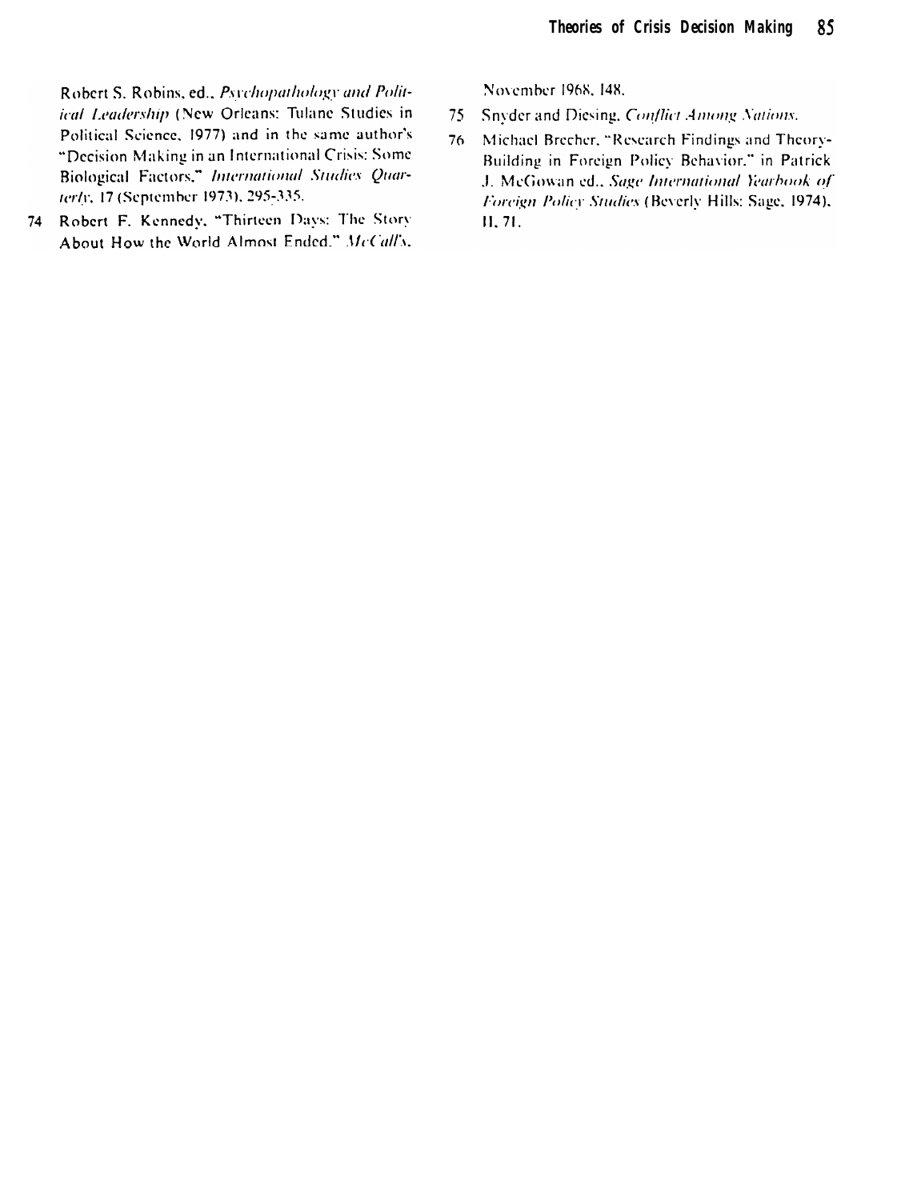Robert S. Robins, ed., *Psychopathology and Political Leadership* (New Orleans: Tulane Studies in Political Science, 1977) and in the same author's "Decision Making in an International Crisis: Some Biological Factors," *International Studies Quarterly*, 17 (September 1973), 295-335.

74 Robert F. Kennedy, "Thirteen Days: The Story About How the World Almost Ended," *McCall's*, November 1968, 148.

75 Snyder and Diesing, *Conflict Among Nations*.

76 Michael Brecher, "Research Findings and Theory-Building in Foreign Policy Behavior," in Patrick J. McGowan ed., *Sage International Yearbook of Foreign Policy Studies* (Beverly Hills: Sage, 1974), II, 71.